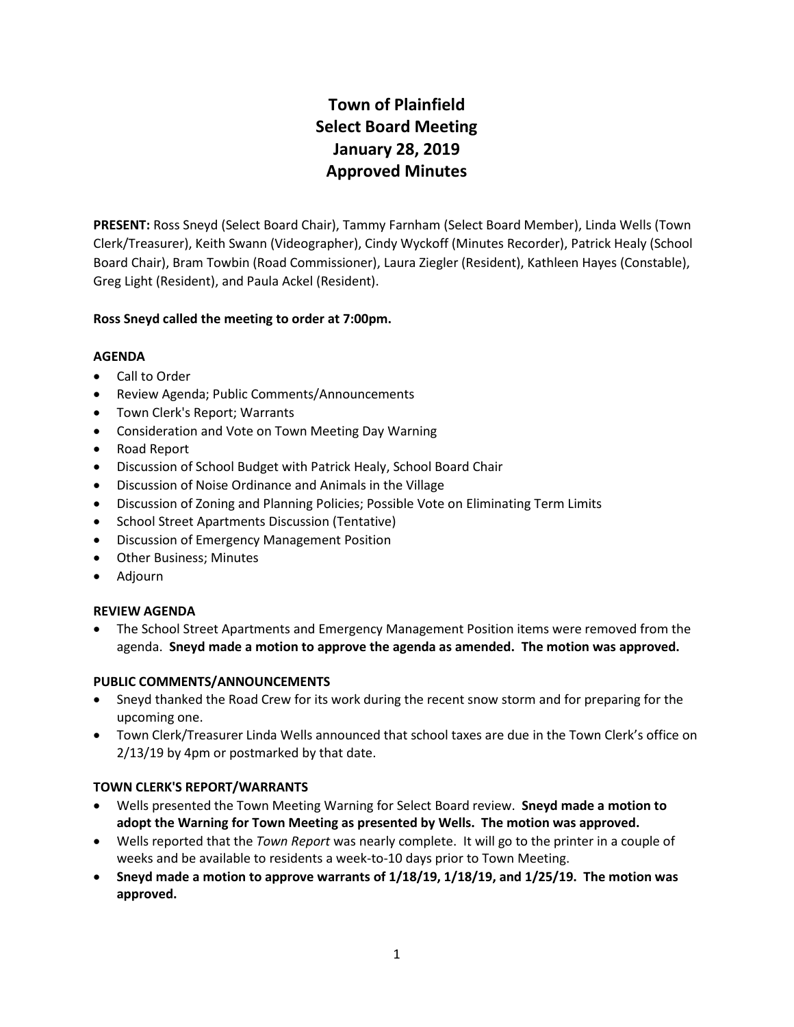# Town of Plainfield
# Select Board Meeting
# January 28, 2019
# Approved Minutes

**PRESENT:** Ross Sneyd (Select Board Chair), Tammy Farnham (Select Board Member), Linda Wells (Town Clerk/Treasurer), Keith Swann (Videographer), Cindy Wyckoff (Minutes Recorder), Patrick Healy (School Board Chair), Bram Towbin (Road Commissioner), Laura Ziegler (Resident), Kathleen Hayes (Constable), Greg Light (Resident), and Paula Ackel (Resident).

**Ross Sneyd called the meeting to order at 7:00pm.**

**AGENDA**

- Call to Order
- Review Agenda; Public Comments/Announcements
- Town Clerk's Report; Warrants
- Consideration and Vote on Town Meeting Day Warning
- Road Report
- Discussion of School Budget with Patrick Healy, School Board Chair
- Discussion of Noise Ordinance and Animals in the Village
- Discussion of Zoning and Planning Policies; Possible Vote on Eliminating Term Limits
- School Street Apartments Discussion (Tentative)
- Discussion of Emergency Management Position
- Other Business; Minutes
- Adjourn

**REVIEW AGENDA**

- The School Street Apartments and Emergency Management Position items were removed from the agenda. **Sneyd made a motion to approve the agenda as amended. The motion was approved.**

**PUBLIC COMMENTS/ANNOUNCEMENTS**

- Sneyd thanked the Road Crew for its work during the recent snow storm and for preparing for the upcoming one.
- Town Clerk/Treasurer Linda Wells announced that school taxes are due in the Town Clerk's office on 2/13/19 by 4pm or postmarked by that date.

**TOWN CLERK'S REPORT/WARRANTS**

- Wells presented the Town Meeting Warning for Select Board review. **Sneyd made a motion to adopt the Warning for Town Meeting as presented by Wells. The motion was approved.**
- Wells reported that the *Town Report* was nearly complete. It will go to the printer in a couple of weeks and be available to residents a week-to-10 days prior to Town Meeting.
- **Sneyd made a motion to approve warrants of 1/18/19, 1/18/19, and 1/25/19. The motion was approved.**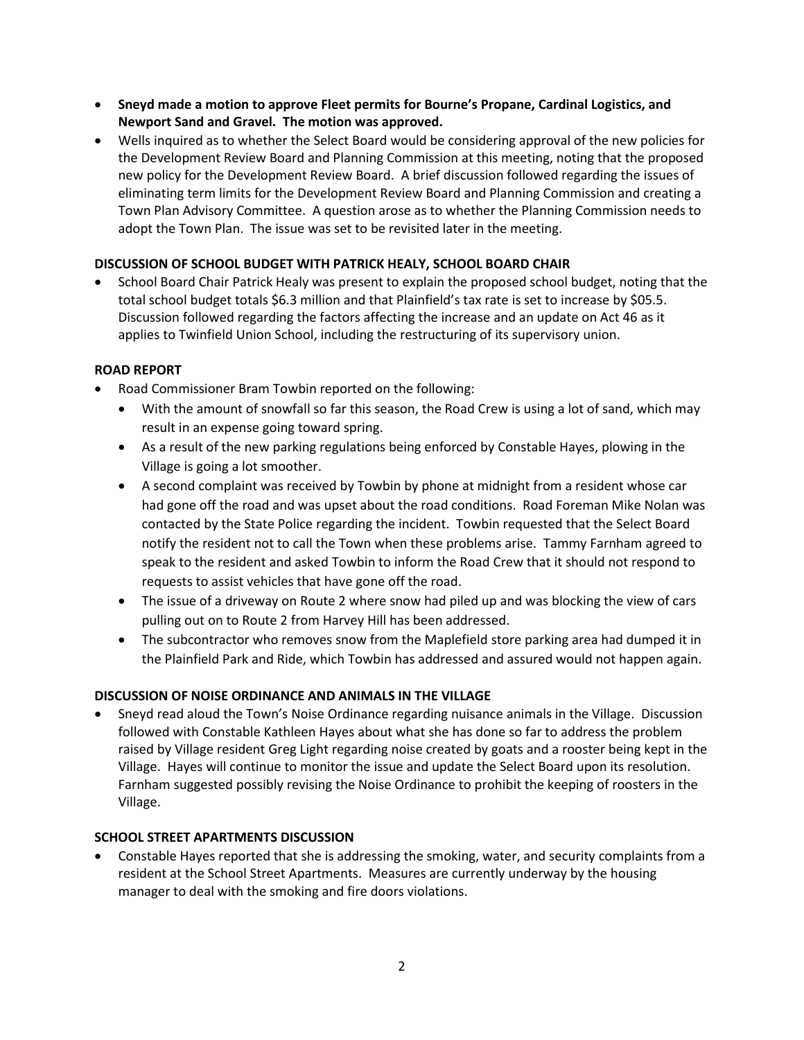- **Sneyd made a motion to approve Fleet permits for Bourne's Propane, Cardinal Logistics, and Newport Sand and Gravel. The motion was approved.**
- Wells inquired as to whether the Select Board would be considering approval of the new policies for the Development Review Board and Planning Commission at this meeting, noting that the proposed new policy for the Development Review Board. A brief discussion followed regarding the issues of eliminating term limits for the Development Review Board and Planning Commission and creating a Town Plan Advisory Committee. A question arose as to whether the Planning Commission needs to adopt the Town Plan. The issue was set to be revisited later in the meeting.

**DISCUSSION OF SCHOOL BUDGET WITH PATRICK HEALY, SCHOOL BOARD CHAIR**

- School Board Chair Patrick Healy was present to explain the proposed school budget, noting that the total school budget totals $6.3 million and that Plainfield's tax rate is set to increase by $05.5. Discussion followed regarding the factors affecting the increase and an update on Act 46 as it applies to Twinfield Union School, including the restructuring of its supervisory union.

**ROAD REPORT**

- Road Commissioner Bram Towbin reported on the following:
  - With the amount of snowfall so far this season, the Road Crew is using a lot of sand, which may result in an expense going toward spring.
  - As a result of the new parking regulations being enforced by Constable Hayes, plowing in the Village is going a lot smoother.
  - A second complaint was received by Towbin by phone at midnight from a resident whose car had gone off the road and was upset about the road conditions. Road Foreman Mike Nolan was contacted by the State Police regarding the incident. Towbin requested that the Select Board notify the resident not to call the Town when these problems arise. Tammy Farnham agreed to speak to the resident and asked Towbin to inform the Road Crew that it should not respond to requests to assist vehicles that have gone off the road.
  - The issue of a driveway on Route 2 where snow had piled up and was blocking the view of cars pulling out on to Route 2 from Harvey Hill has been addressed.
  - The subcontractor who removes snow from the Maplefield store parking area had dumped it in the Plainfield Park and Ride, which Towbin has addressed and assured would not happen again.

**DISCUSSION OF NOISE ORDINANCE AND ANIMALS IN THE VILLAGE**

- Sneyd read aloud the Town's Noise Ordinance regarding nuisance animals in the Village. Discussion followed with Constable Kathleen Hayes about what she has done so far to address the problem raised by Village resident Greg Light regarding noise created by goats and a rooster being kept in the Village. Hayes will continue to monitor the issue and update the Select Board upon its resolution. Farnham suggested possibly revising the Noise Ordinance to prohibit the keeping of roosters in the Village.

**SCHOOL STREET APARTMENTS DISCUSSION**

- Constable Hayes reported that she is addressing the smoking, water, and security complaints from a resident at the School Street Apartments. Measures are currently underway by the housing manager to deal with the smoking and fire doors violations.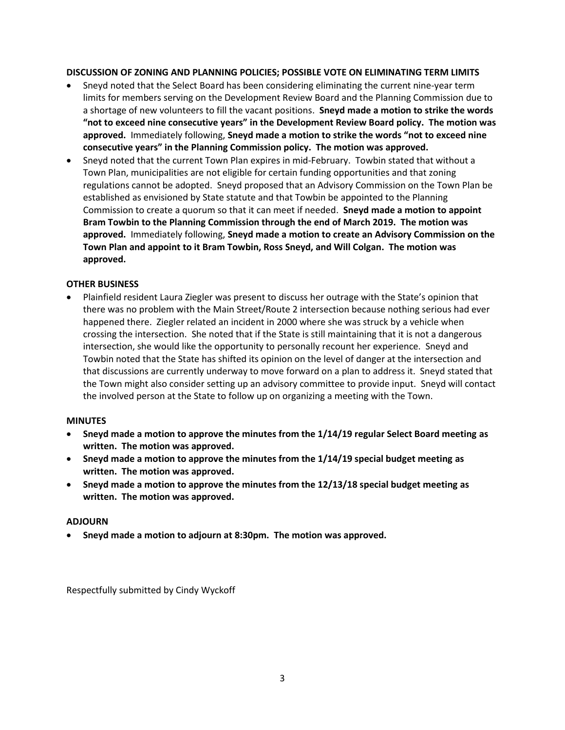**DISCUSSION OF ZONING AND PLANNING POLICIES; POSSIBLE VOTE ON ELIMINATING TERM LIMITS**

- Sneyd noted that the Select Board has been considering eliminating the current nine-year term limits for members serving on the Development Review Board and the Planning Commission due to a shortage of new volunteers to fill the vacant positions. **Sneyd made a motion to strike the words "not to exceed nine consecutive years" in the Development Review Board policy. The motion was approved.** Immediately following, **Sneyd made a motion to strike the words "not to exceed nine consecutive years" in the Planning Commission policy. The motion was approved.**
- Sneyd noted that the current Town Plan expires in mid-February. Towbin stated that without a Town Plan, municipalities are not eligible for certain funding opportunities and that zoning regulations cannot be adopted. Sneyd proposed that an Advisory Commission on the Town Plan be established as envisioned by State statute and that Towbin be appointed to the Planning Commission to create a quorum so that it can meet if needed. **Sneyd made a motion to appoint Bram Towbin to the Planning Commission through the end of March 2019. The motion was approved.** Immediately following, **Sneyd made a motion to create an Advisory Commission on the Town Plan and appoint to it Bram Towbin, Ross Sneyd, and Will Colgan. The motion was approved.**

**OTHER BUSINESS**

- Plainfield resident Laura Ziegler was present to discuss her outrage with the State's opinion that there was no problem with the Main Street/Route 2 intersection because nothing serious had ever happened there. Ziegler related an incident in 2000 where she was struck by a vehicle when crossing the intersection. She noted that if the State is still maintaining that it is not a dangerous intersection, she would like the opportunity to personally recount her experience. Sneyd and Towbin noted that the State has shifted its opinion on the level of danger at the intersection and that discussions are currently underway to move forward on a plan to address it. Sneyd stated that the Town might also consider setting up an advisory committee to provide input. Sneyd will contact the involved person at the State to follow up on organizing a meeting with the Town.

**MINUTES**

- **Sneyd made a motion to approve the minutes from the 1/14/19 regular Select Board meeting as written. The motion was approved.**
- **Sneyd made a motion to approve the minutes from the 1/14/19 special budget meeting as written. The motion was approved.**
- **Sneyd made a motion to approve the minutes from the 12/13/18 special budget meeting as written. The motion was approved.**

**ADJOURN**

- **Sneyd made a motion to adjourn at 8:30pm. The motion was approved.**

Respectfully submitted by Cindy Wyckoff